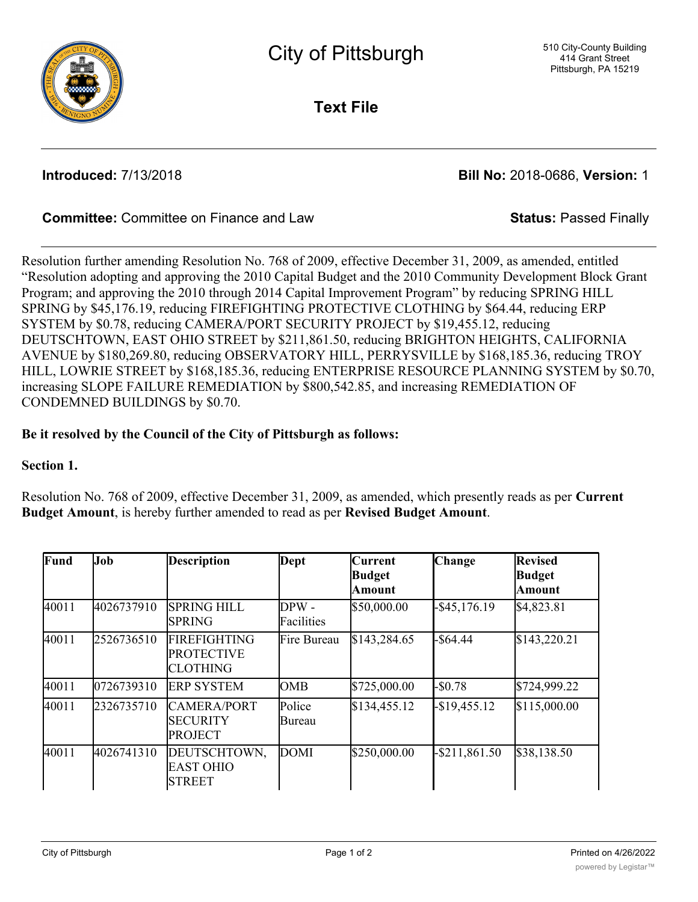# City of Pittsburgh

510 City-County Building
414 Grant Street
Pittsburgh, PA 15219

## Text File

**Introduced:** 7/13/2018 **Bill No:** 2018-0686, **Version:** 1

**Committee:** Committee on Finance and Law **Status:** Passed Finally

Resolution further amending Resolution No. 768 of 2009, effective December 31, 2009, as amended, entitled "Resolution adopting and approving the 2010 Capital Budget and the 2010 Community Development Block Grant Program; and approving the 2010 through 2014 Capital Improvement Program" by reducing SPRING HILL SPRING by $45,176.19, reducing FIREFIGHTING PROTECTIVE CLOTHING by $64.44, reducing ERP SYSTEM by $0.78, reducing CAMERA/PORT SECURITY PROJECT by $19,455.12, reducing DEUTSCHTOWN, EAST OHIO STREET by $211,861.50, reducing BRIGHTON HEIGHTS, CALIFORNIA AVENUE by $180,269.80, reducing OBSERVATORY HILL, PERRYSVILLE by $168,185.36, reducing TROY HILL, LOWRIE STREET by $168,185.36, reducing ENTERPRISE RESOURCE PLANNING SYSTEM by $0.70, increasing SLOPE FAILURE REMEDIATION by $800,542.85, and increasing REMEDIATION OF CONDEMNED BUILDINGS by $0.70.

**Be it resolved by the Council of the City of Pittsburgh as follows:**

**Section 1.**

Resolution No. 768 of 2009, effective December 31, 2009, as amended, which presently reads as per **Current Budget Amount**, is hereby further amended to read as per **Revised Budget Amount**.

| Fund | Job | Description | Dept | Current Budget Amount | Change | Revised Budget Amount |
|---|---|---|---|---|---|---|
| 40011 | 4026737910 | SPRING HILL SPRING | DPW - Facilities | $50,000.00 | -$45,176.19 | $4,823.81 |
| 40011 | 2526736510 | FIREFIGHTING PROTECTIVE CLOTHING | Fire Bureau | $143,284.65 | -$64.44 | $143,220.21 |
| 40011 | 0726739310 | ERP SYSTEM | OMB | $725,000.00 | -$0.78 | $724,999.22 |
| 40011 | 2326735710 | CAMERA/PORT SECURITY PROJECT | Police Bureau | $134,455.12 | -$19,455.12 | $115,000.00 |
| 40011 | 4026741310 | DEUTSCHTOWN, EAST OHIO STREET | DOMI | $250,000.00 | -$211,861.50 | $38,138.50 |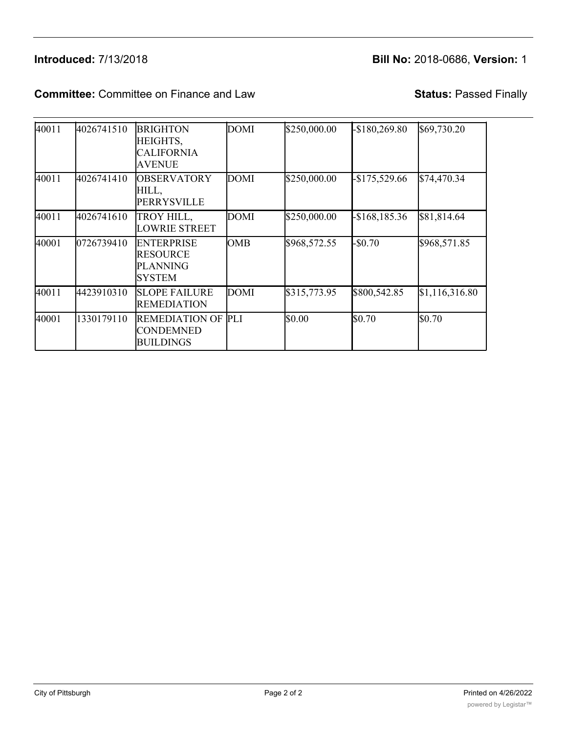| | | | | | | |
|---|---|---|---|---|---|---|
| 40011 | 4026741510 | BRIGHTON HEIGHTS, CALIFORNIA AVENUE | DOMI | $250,000.00 | -$180,269.80 | $69,730.20 |
| 40011 | 4026741410 | OBSERVATORY HILL, PERRYSVILLE | DOMI | $250,000.00 | -$175,529.66 | $74,470.34 |
| 40011 | 4026741610 | TROY HILL, LOWRIE STREET | DOMI | $250,000.00 | -$168,185.36 | $81,814.64 |
| 40001 | 0726739410 | ENTERPRISE RESOURCE PLANNING SYSTEM | OMB | $968,572.55 | -$0.70 | $968,571.85 |
| 40011 | 4423910310 | SLOPE FAILURE REMEDIATION | DOMI | $315,773.95 | $800,542.85 | $1,116,316.80 |
| 40001 | 1330179110 | REMEDIATION OF CONDEMNED BUILDINGS | PLI | $0.00 | $0.70 | $0.70 |